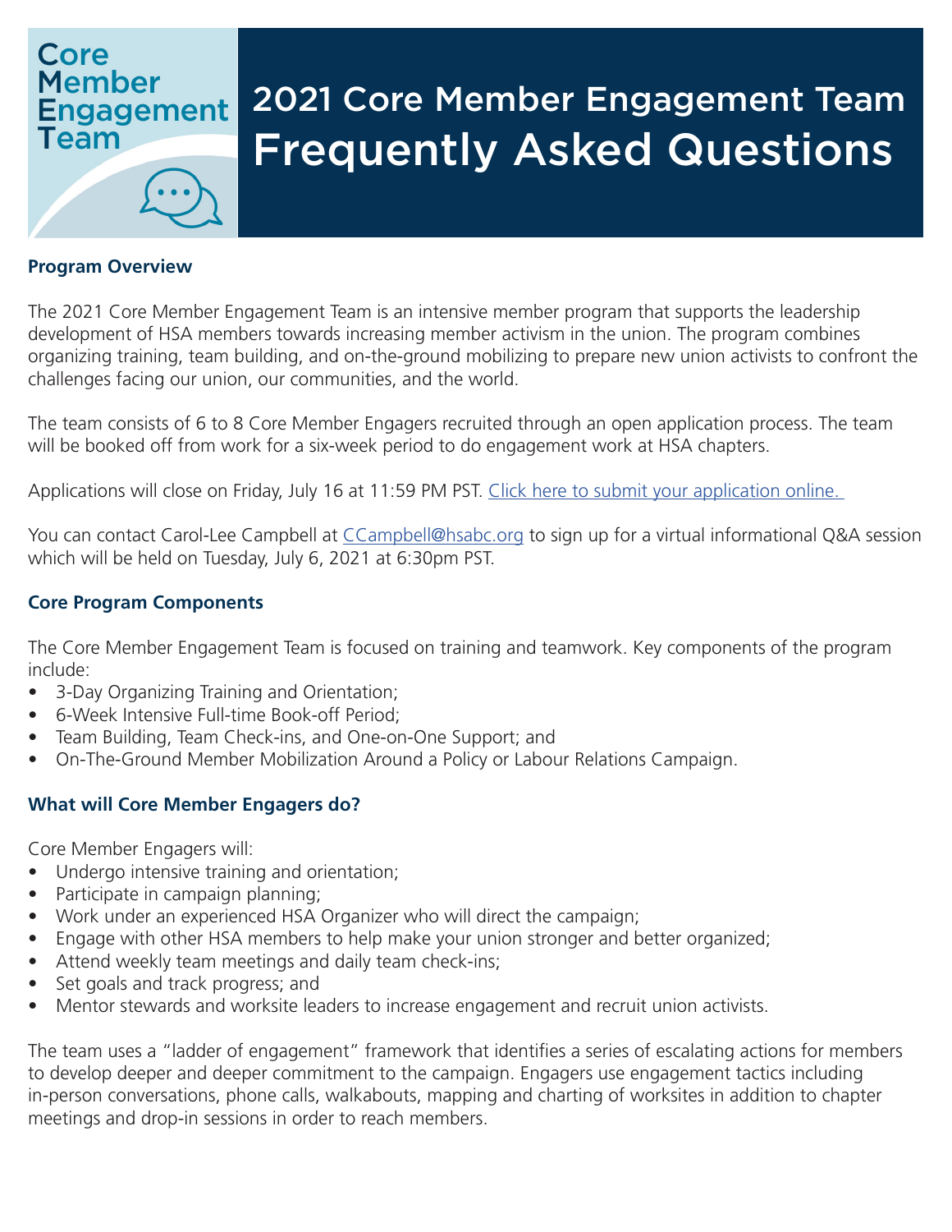Core Member Engagement Team

# 2021 Core Member Engagement Team Frequently Asked Questions

## Program Overview

The 2021 Core Member Engagement Team is an intensive member program that supports the leadership development of HSA members towards increasing member activism in the union. The program combines organizing training, team building, and on-the-ground mobilizing to prepare new union activists to confront the challenges facing our union, our communities, and the world.

The team consists of 6 to 8 Core Member Engagers recruited through an open application process. The team will be booked off from work for a six-week period to do engagement work at HSA chapters.

Applications will close on Friday, July 16 at 11:59 PM PST. Click here to submit your application online.

You can contact Carol-Lee Campbell at CCampbell@hsabc.org to sign up for a virtual informational Q&A session which will be held on Tuesday, July 6, 2021 at 6:30pm PST.

## Core Program Components

The Core Member Engagement Team is focused on training and teamwork. Key components of the program include:

- 3-Day Organizing Training and Orientation;
- 6-Week Intensive Full-time Book-off Period;
- Team Building, Team Check-ins, and One-on-One Support; and
- On-The-Ground Member Mobilization Around a Policy or Labour Relations Campaign.

## What will Core Member Engagers do?

Core Member Engagers will:

- Undergo intensive training and orientation;
- Participate in campaign planning;
- Work under an experienced HSA Organizer who will direct the campaign;
- Engage with other HSA members to help make your union stronger and better organized;
- Attend weekly team meetings and daily team check-ins;
- Set goals and track progress; and
- Mentor stewards and worksite leaders to increase engagement and recruit union activists.

The team uses a "ladder of engagement" framework that identifies a series of escalating actions for members to develop deeper and deeper commitment to the campaign. Engagers use engagement tactics including in-person conversations, phone calls, walkabouts, mapping and charting of worksites in addition to chapter meetings and drop-in sessions in order to reach members.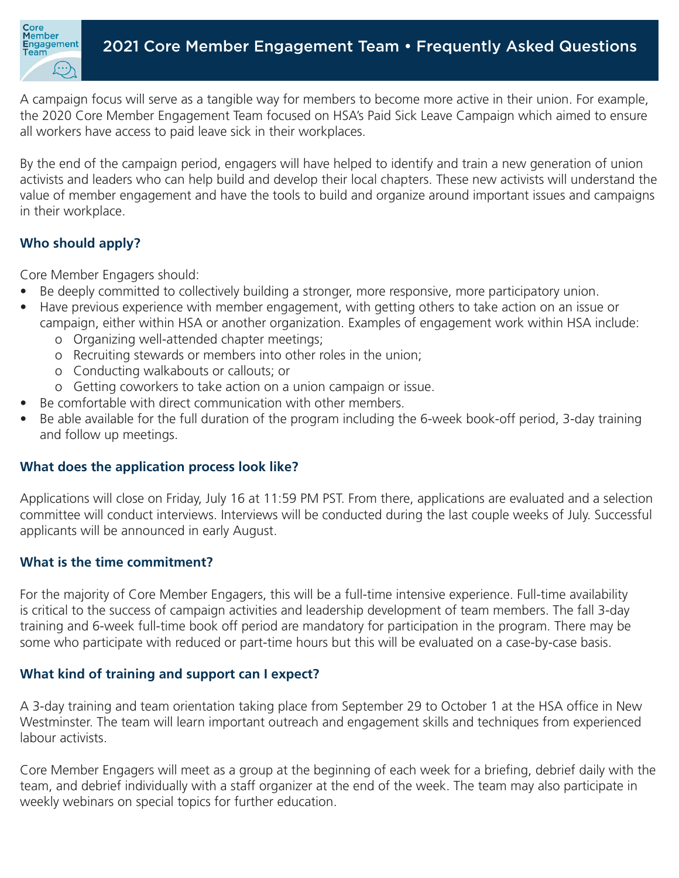A campaign focus will serve as a tangible way for members to become more active in their union. For example, the 2020 Core Member Engagement Team focused on HSA's Paid Sick Leave Campaign which aimed to ensure all workers have access to paid leave sick in their workplaces.

By the end of the campaign period, engagers will have helped to identify and train a new generation of union activists and leaders who can help build and develop their local chapters. These new activists will understand the value of member engagement and have the tools to build and organize around important issues and campaigns in their workplace.

### Who should apply?

Core Member Engagers should:

- Be deeply committed to collectively building a stronger, more responsive, more participatory union.
- Have previous experience with member engagement, with getting others to take action on an issue or campaign, either within HSA or another organization. Examples of engagement work within HSA include:
    - Organizing well-attended chapter meetings;
    - Recruiting stewards or members into other roles in the union;
    - Conducting walkabouts or callouts; or
    - Getting coworkers to take action on a union campaign or issue.
- Be comfortable with direct communication with other members.
- Be able available for the full duration of the program including the 6-week book-off period, 3-day training and follow up meetings.

### What does the application process look like?

Applications will close on Friday, July 16 at 11:59 PM PST. From there, applications are evaluated and a selection committee will conduct interviews. Interviews will be conducted during the last couple weeks of July. Successful applicants will be announced in early August.

### What is the time commitment?

For the majority of Core Member Engagers, this will be a full-time intensive experience. Full-time availability is critical to the success of campaign activities and leadership development of team members. The fall 3-day training and 6-week full-time book off period are mandatory for participation in the program. There may be some who participate with reduced or part-time hours but this will be evaluated on a case-by-case basis.

### What kind of training and support can I expect?

A 3-day training and team orientation taking place from September 29 to October 1 at the HSA office in New Westminster. The team will learn important outreach and engagement skills and techniques from experienced labour activists.

Core Member Engagers will meet as a group at the beginning of each week for a briefing, debrief daily with the team, and debrief individually with a staff organizer at the end of the week. The team may also participate in weekly webinars on special topics for further education.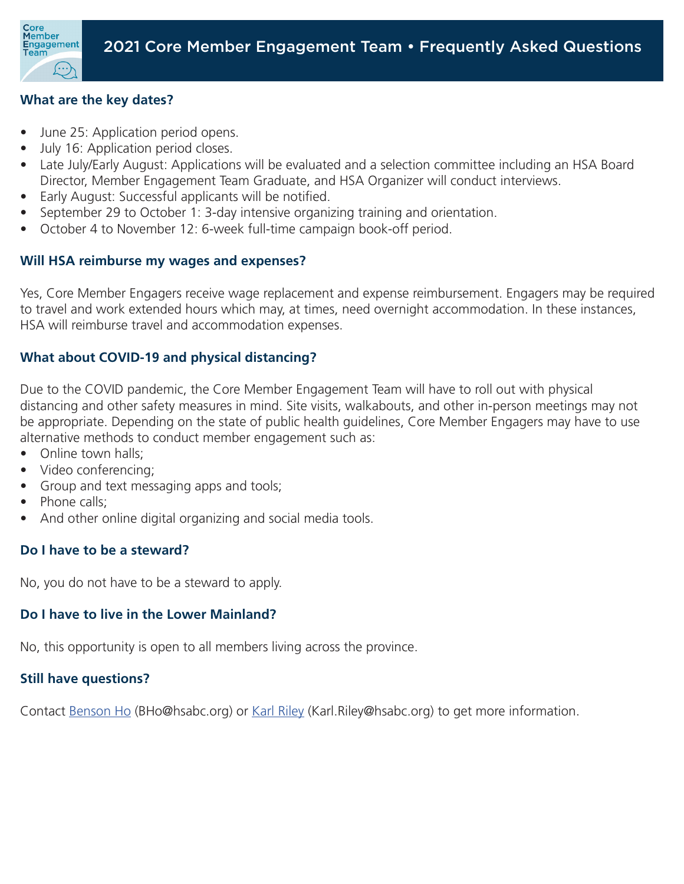# 2021 Core Member Engagement Team • Frequently Asked Questions

### What are the key dates?

- June 25: Application period opens.
- July 16: Application period closes.
- Late July/Early August: Applications will be evaluated and a selection committee including an HSA Board Director, Member Engagement Team Graduate, and HSA Organizer will conduct interviews.
- Early August: Successful applicants will be notified.
- September 29 to October 1: 3-day intensive organizing training and orientation.
- October 4 to November 12: 6-week full-time campaign book-off period.

### Will HSA reimburse my wages and expenses?

Yes, Core Member Engagers receive wage replacement and expense reimbursement. Engagers may be required to travel and work extended hours which may, at times, need overnight accommodation. In these instances, HSA will reimburse travel and accommodation expenses.

### What about COVID-19 and physical distancing?

Due to the COVID pandemic, the Core Member Engagement Team will have to roll out with physical distancing and other safety measures in mind. Site visits, walkabouts, and other in-person meetings may not be appropriate. Depending on the state of public health guidelines, Core Member Engagers may have to use alternative methods to conduct member engagement such as:

- Online town halls;
- Video conferencing;
- Group and text messaging apps and tools;
- Phone calls;
- And other online digital organizing and social media tools.

### Do I have to be a steward?

No, you do not have to be a steward to apply.

### Do I have to live in the Lower Mainland?

No, this opportunity is open to all members living across the province.

### Still have questions?

Contact Benson Ho (BHo@hsabc.org) or Karl Riley (Karl.Riley@hsabc.org) to get more information.